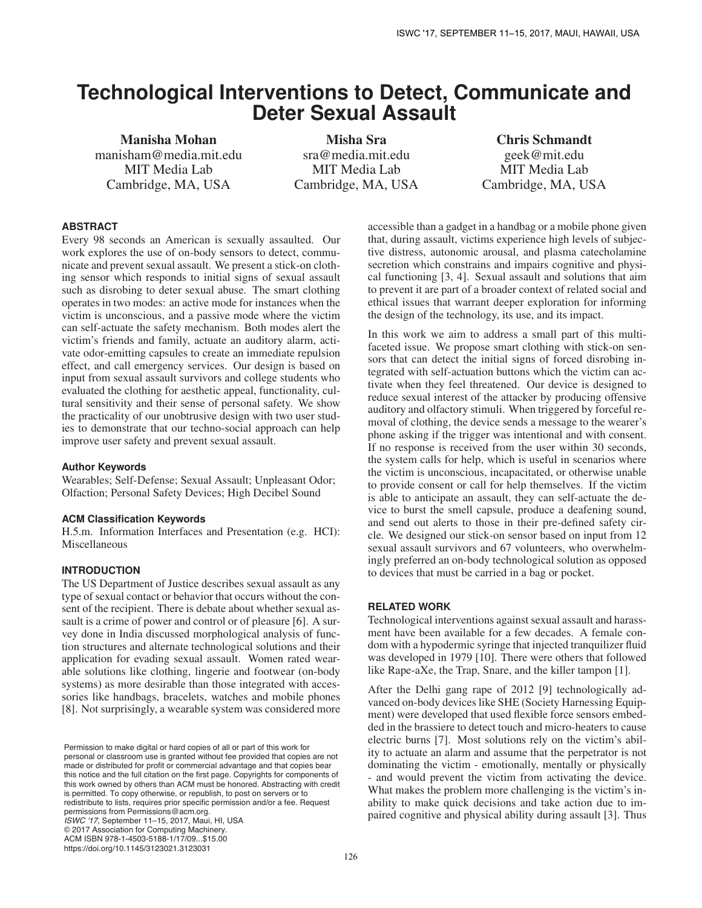# Technological Interventions to Detect, Communicate and Deter Sexual Assault

**Manisha Mohan**
manisham@media.mit.edu
MIT Media Lab
Cambridge, MA, USA

**Misha Sra**
sra@media.mit.edu
MIT Media Lab
Cambridge, MA, USA

**Chris Schmandt**
geek@mit.edu
MIT Media Lab
Cambridge, MA, USA

## ABSTRACT

Every 98 seconds an American is sexually assaulted. Our work explores the use of on-body sensors to detect, communicate and prevent sexual assault. We present a stick-on clothing sensor which responds to initial signs of sexual assault such as disrobing to deter sexual abuse. The smart clothing operates in two modes: an active mode for instances when the victim is unconscious, and a passive mode where the victim can self-actuate the safety mechanism. Both modes alert the victim's friends and family, actuate an auditory alarm, activate odor-emitting capsules to create an immediate repulsion effect, and call emergency services. Our design is based on input from sexual assault survivors and college students who evaluated the clothing for aesthetic appeal, functionality, cultural sensitivity and their sense of personal safety. We show the practicality of our unobtrusive design with two user studies to demonstrate that our techno-social approach can help improve user safety and prevent sexual assault.

### Author Keywords

Wearables; Self-Defense; Sexual Assault; Unpleasant Odor; Olfaction; Personal Safety Devices; High Decibel Sound

### ACM Classification Keywords

H.5.m. Information Interfaces and Presentation (e.g. HCI): Miscellaneous

## INTRODUCTION

The US Department of Justice describes sexual assault as any type of sexual contact or behavior that occurs without the consent of the recipient. There is debate about whether sexual assault is a crime of power and control or of pleasure [6]. A survey done in India discussed morphological analysis of function structures and alternate technological solutions and their application for evading sexual assault. Women rated wearable solutions like clothing, lingerie and footwear (on-body systems) as more desirable than those integrated with accessories like handbags, bracelets, watches and mobile phones [8]. Not surprisingly, a wearable system was considered more accessible than a gadget in a handbag or a mobile phone given that, during assault, victims experience high levels of subjective distress, autonomic arousal, and plasma catecholamine secretion which constrains and impairs cognitive and physical functioning [3, 4]. Sexual assault and solutions that aim to prevent it are part of a broader context of related social and ethical issues that warrant deeper exploration for informing the design of the technology, its use, and its impact.

In this work we aim to address a small part of this multifaceted issue. We propose smart clothing with stick-on sensors that can detect the initial signs of forced disrobing integrated with self-actuation buttons which the victim can activate when they feel threatened. Our device is designed to reduce sexual interest of the attacker by producing offensive auditory and olfactory stimuli. When triggered by forceful removal of clothing, the device sends a message to the wearer's phone asking if the trigger was intentional and with consent. If no response is received from the user within 30 seconds, the system calls for help, which is useful in scenarios where the victim is unconscious, incapacitated, or otherwise unable to provide consent or call for help themselves. If the victim is able to anticipate an assault, they can self-actuate the device to burst the smell capsule, produce a deafening sound, and send out alerts to those in their pre-defined safety circle. We designed our stick-on sensor based on input from 12 sexual assault survivors and 67 volunteers, who overwhelmingly preferred an on-body technological solution as opposed to devices that must be carried in a bag or pocket.

## RELATED WORK

Technological interventions against sexual assault and harassment have been available for a few decades. A female condom with a hypodermic syringe that injected tranquilizer fluid was developed in 1979 [10]. There were others that followed like Rape-aXe, the Trap, Snare, and the killer tampon [1].

After the Delhi gang rape of 2012 [9] technologically advanced on-body devices like SHE (Society Harnessing Equipment) were developed that used flexible force sensors embedded in the brassiere to detect touch and micro-heaters to cause electric burns [7]. Most solutions rely on the victim's ability to actuate an alarm and assume that the perpetrator is not dominating the victim - emotionally, mentally or physically - and would prevent the victim from activating the device. What makes the problem more challenging is the victim's inability to make quick decisions and take action due to impaired cognitive and physical ability during assault [3]. Thus

Permission to make digital or hard copies of all or part of this work for personal or classroom use is granted without fee provided that copies are not made or distributed for profit or commercial advantage and that copies bear this notice and the full citation on the first page. Copyrights for components of this work owned by others than ACM must be honored. Abstracting with credit is permitted. To copy otherwise, or republish, to post on servers or to redistribute to lists, requires prior specific permission and/or a fee. Request permissions from Permissions@acm.org.
*ISWC '17*, September 11–15, 2017, Maui, HI, USA
© 2017 Association for Computing Machinery.
ACM ISBN 978-1-4503-5188-1/17/09...$15.00
https://doi.org/10.1145/3123021.3123031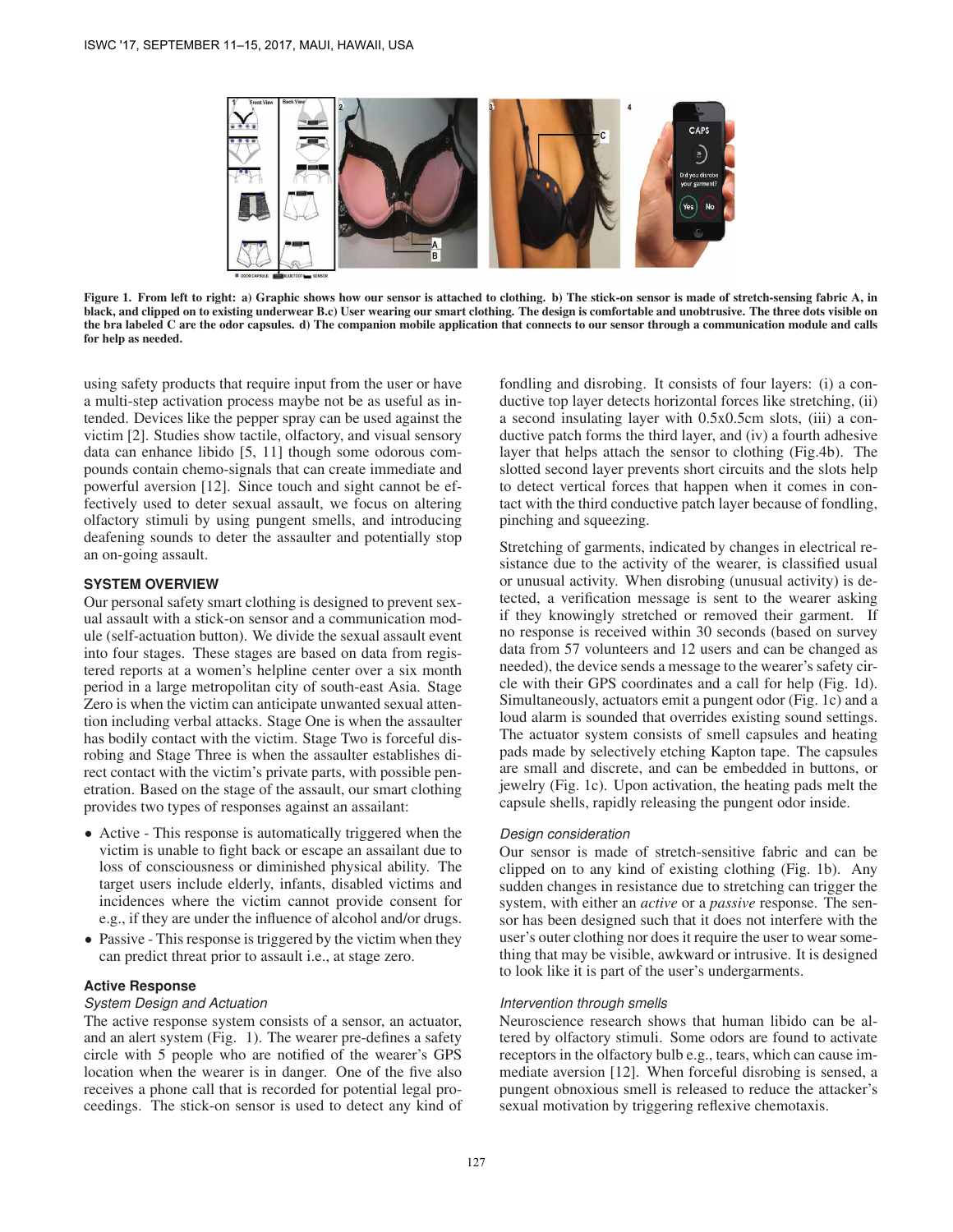Figure 1. From left to right: a) Graphic shows how our sensor is attached to clothing. b) The stick-on sensor is made of stretch-sensing fabric A, in black, and clipped on to existing underwear B.c) User wearing our smart clothing. The design is comfortable and unobtrusive. The three dots visible on the bra labeled C are the odor capsules. d) The companion mobile application that connects to our sensor through a communication module and calls for help as needed.

using safety products that require input from the user or have a multi-step activation process maybe not be as useful as intended. Devices like the pepper spray can be used against the victim [2]. Studies show tactile, olfactory, and visual sensory data can enhance libido [5, 11] though some odorous compounds contain chemo-signals that can create immediate and powerful aversion [12]. Since touch and sight cannot be effectively used to deter sexual assault, we focus on altering olfactory stimuli by using pungent smells, and introducing deafening sounds to deter the assaulter and potentially stop an on-going assault.

## SYSTEM OVERVIEW

Our personal safety smart clothing is designed to prevent sexual assault with a stick-on sensor and a communication module (self-actuation button). We divide the sexual assault event into four stages. These stages are based on data from registered reports at a women's helpline center over a six month period in a large metropolitan city of south-east Asia. Stage Zero is when the victim can anticipate unwanted sexual attention including verbal attacks. Stage One is when the assaulter has bodily contact with the victim. Stage Two is forceful disrobing and Stage Three is when the assaulter establishes direct contact with the victim's private parts, with possible penetration. Based on the stage of the assault, our smart clothing provides two types of responses against an assailant:

- Active - This response is automatically triggered when the victim is unable to fight back or escape an assailant due to loss of consciousness or diminished physical ability. The target users include elderly, infants, disabled victims and incidences where the victim cannot provide consent for e.g., if they are under the influence of alcohol and/or drugs.
- Passive - This response is triggered by the victim when they can predict threat prior to assault i.e., at stage zero.

### Active Response

#### *System Design and Actuation*

The active response system consists of a sensor, an actuator, and an alert system (Fig. 1). The wearer pre-defines a safety circle with 5 people who are notified of the wearer's GPS location when the wearer is in danger. One of the five also receives a phone call that is recorded for potential legal proceedings. The stick-on sensor is used to detect any kind of fondling and disrobing. It consists of four layers: (i) a conductive top layer detects horizontal forces like stretching, (ii) a second insulating layer with 0.5x0.5cm slots, (iii) a conductive patch forms the third layer, and (iv) a fourth adhesive layer that helps attach the sensor to clothing (Fig.4b). The slotted second layer prevents short circuits and the slots help to detect vertical forces that happen when it comes in contact with the third conductive patch layer because of fondling, pinching and squeezing.

Stretching of garments, indicated by changes in electrical resistance due to the activity of the wearer, is classified usual or unusual activity. When disrobing (unusual activity) is detected, a verification message is sent to the wearer asking if they knowingly stretched or removed their garment. If no response is received within 30 seconds (based on survey data from 57 volunteers and 12 users and can be changed as needed), the device sends a message to the wearer's safety circle with their GPS coordinates and a call for help (Fig. 1d). Simultaneously, actuators emit a pungent odor (Fig. 1c) and a loud alarm is sounded that overrides existing sound settings. The actuator system consists of smell capsules and heating pads made by selectively etching Kapton tape. The capsules are small and discrete, and can be embedded in buttons, or jewelry (Fig. 1c). Upon activation, the heating pads melt the capsule shells, rapidly releasing the pungent odor inside.

#### *Design consideration*

Our sensor is made of stretch-sensitive fabric and can be clipped on to any kind of existing clothing (Fig. 1b). Any sudden changes in resistance due to stretching can trigger the system, with either an *active* or a *passive* response. The sensor has been designed such that it does not interfere with the user's outer clothing nor does it require the user to wear something that may be visible, awkward or intrusive. It is designed to look like it is part of the user's undergarments.

#### *Intervention through smells*

Neuroscience research shows that human libido can be altered by olfactory stimuli. Some odors are found to activate receptors in the olfactory bulb e.g., tears, which can cause immediate aversion [12]. When forceful disrobing is sensed, a pungent obnoxious smell is released to reduce the attacker's sexual motivation by triggering reflexive chemotaxis.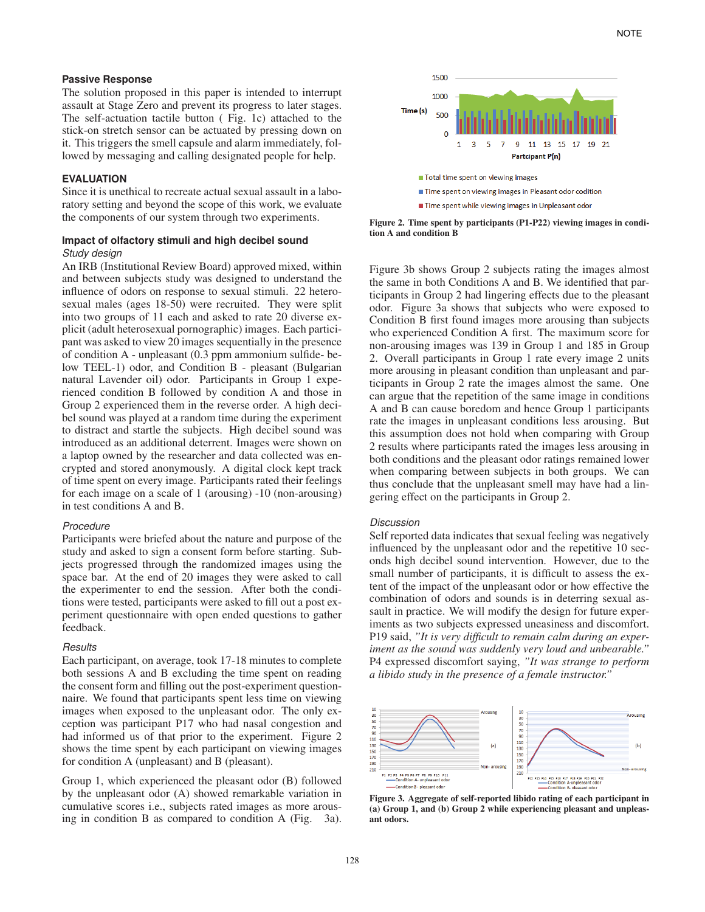### Passive Response

The solution proposed in this paper is intended to interrupt assault at Stage Zero and prevent its progress to later stages. The self-actuation tactile button ( Fig. 1c) attached to the stick-on stretch sensor can be actuated by pressing down on it. This triggers the smell capsule and alarm immediately, followed by messaging and calling designated people for help.

## EVALUATION

Since it is unethical to recreate actual sexual assault in a laboratory setting and beyond the scope of this work, we evaluate the components of our system through two experiments.

### Impact of olfactory stimuli and high decibel sound

*Study design*

An IRB (Institutional Review Board) approved mixed, within and between subjects study was designed to understand the influence of odors on response to sexual stimuli. 22 heterosexual males (ages 18-50) were recruited. They were split into two groups of 11 each and asked to rate 20 diverse explicit (adult heterosexual pornographic) images. Each participant was asked to view 20 images sequentially in the presence of condition A - unpleasant (0.3 ppm ammonium sulfide- below TEEL-1) odor, and Condition B - pleasant (Bulgarian natural Lavender oil) odor. Participants in Group 1 experienced condition B followed by condition A and those in Group 2 experienced them in the reverse order. A high decibel sound was played at a random time during the experiment to distract and startle the subjects. High decibel sound was introduced as an additional deterrent. Images were shown on a laptop owned by the researcher and data collected was encrypted and stored anonymously. A digital clock kept track of time spent on every image. Participants rated their feelings for each image on a scale of 1 (arousing) -10 (non-arousing) in test conditions A and B.

*Procedure*

Participants were briefed about the nature and purpose of the study and asked to sign a consent form before starting. Subjects progressed through the randomized images using the space bar. At the end of 20 images they were asked to call the experimenter to end the session. After both the conditions were tested, participants were asked to fill out a post experiment questionnaire with open ended questions to gather feedback.

*Results*

Each participant, on average, took 17-18 minutes to complete both sessions A and B excluding the time spent on reading the consent form and filling out the post-experiment questionnaire. We found that participants spent less time on viewing images when exposed to the unpleasant odor. The only exception was participant P17 who had nasal congestion and had informed us of that prior to the experiment. Figure 2 shows the time spent by each participant on viewing images for condition A (unpleasant) and B (pleasant).

Group 1, which experienced the pleasant odor (B) followed by the unpleasant odor (A) showed remarkable variation in cumulative scores i.e., subjects rated images as more arousing in condition B as compared to condition A (Fig. 3a).

**Figure 2. Time spent by participants (P1-P22) viewing images in condition A and condition B**

Figure 3b shows Group 2 subjects rating the images almost the same in both Conditions A and B. We identified that participants in Group 2 had lingering effects due to the pleasant odor. Figure 3a shows that subjects who were exposed to Condition B first found images more arousing than subjects who experienced Condition A first. The maximum score for non-arousing images was 139 in Group 1 and 185 in Group 2. Overall participants in Group 1 rate every image 2 units more arousing in pleasant condition than unpleasant and participants in Group 2 rate the images almost the same. One can argue that the repetition of the same image in conditions A and B can cause boredom and hence Group 1 participants rate the images in unpleasant conditions less arousing. But this assumption does not hold when comparing with Group 2 results where participants rated the images less arousing in both conditions and the pleasant odor ratings remained lower when comparing between subjects in both groups. We can thus conclude that the unpleasant smell may have had a lingering effect on the participants in Group 2.

*Discussion*

Self reported data indicates that sexual feeling was negatively influenced by the unpleasant odor and the repetitive 10 seconds high decibel sound intervention. However, due to the small number of participants, it is difficult to assess the extent of the impact of the unpleasant odor or how effective the combination of odors and sounds is in deterring sexual assault in practice. We will modify the design for future experiments as two subjects expressed uneasiness and discomfort. P19 said, *"It is very difficult to remain calm during an experiment as the sound was suddenly very loud and unbearable."* P4 expressed discomfort saying, *"It was strange to perform a libido study in the presence of a female instructor."*

**Figure 3. Aggregate of self-reported libido rating of each participant in (a) Group 1, and (b) Group 2 while experiencing pleasant and unpleasant odors.**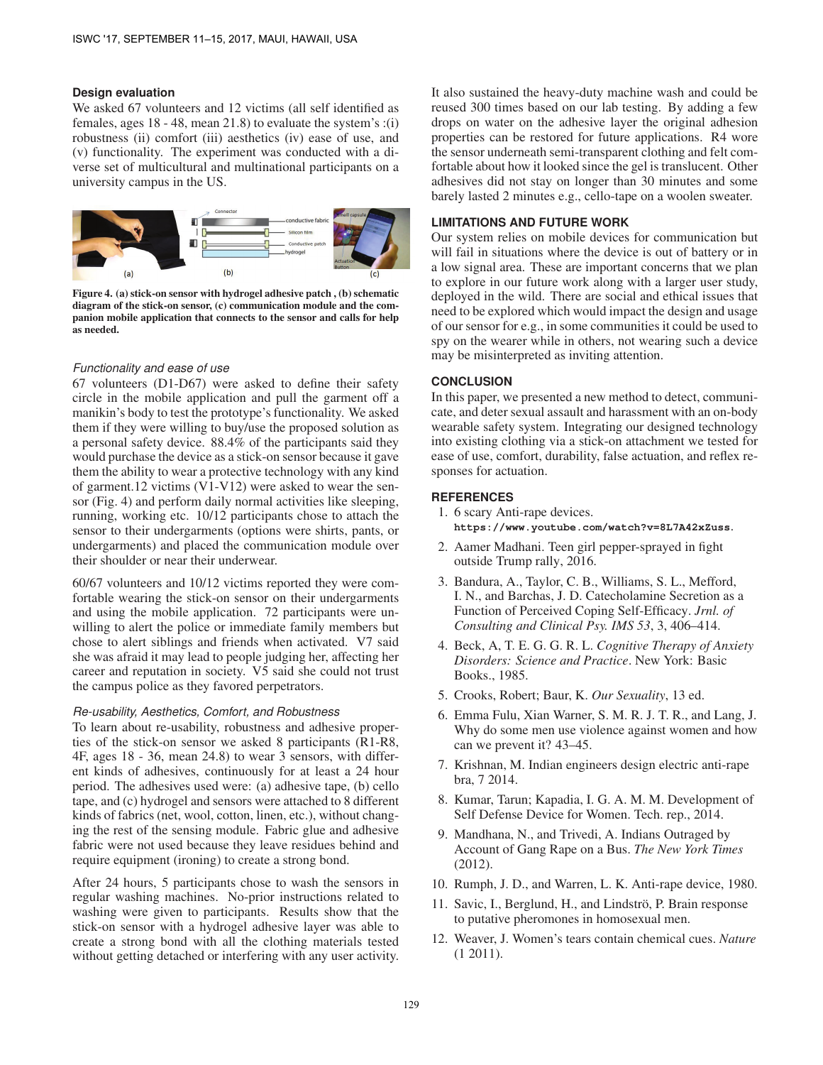### Design evaluation

We asked 67 volunteers and 12 victims (all self identified as females, ages 18 - 48, mean 21.8) to evaluate the system's :(i) robustness (ii) comfort (iii) aesthetics (iv) ease of use, and (v) functionality. The experiment was conducted with a diverse set of multicultural and multinational participants on a university campus in the US.

Figure 4. (a) stick-on sensor with hydrogel adhesive patch , (b) schematic diagram of the stick-on sensor, (c) communication module and the companion mobile application that connects to the sensor and calls for help as needed.

#### *Functionality and ease of use*

67 volunteers (D1-D67) were asked to define their safety circle in the mobile application and pull the garment off a manikin's body to test the prototype's functionality. We asked them if they were willing to buy/use the proposed solution as a personal safety device. 88.4% of the participants said they would purchase the device as a stick-on sensor because it gave them the ability to wear a protective technology with any kind of garment.12 victims (V1-V12) were asked to wear the sensor (Fig. 4) and perform daily normal activities like sleeping, running, working etc. 10/12 participants chose to attach the sensor to their undergarments (options were shirts, pants, or undergarments) and placed the communication module over their shoulder or near their underwear.

60/67 volunteers and 10/12 victims reported they were comfortable wearing the stick-on sensor on their undergarments and using the mobile application. 72 participants were unwilling to alert the police or immediate family members but chose to alert siblings and friends when activated. V7 said she was afraid it may lead to people judging her, affecting her career and reputation in society. V5 said she could not trust the campus police as they favored perpetrators.

#### *Re-usability, Aesthetics, Comfort, and Robustness*

To learn about re-usability, robustness and adhesive properties of the stick-on sensor we asked 8 participants (R1-R8, 4F, ages 18 - 36, mean 24.8) to wear 3 sensors, with different kinds of adhesives, continuously for at least a 24 hour period. The adhesives used were: (a) adhesive tape, (b) cello tape, and (c) hydrogel and sensors were attached to 8 different kinds of fabrics (net, wool, cotton, linen, etc.), without changing the rest of the sensing module. Fabric glue and adhesive fabric were not used because they leave residues behind and require equipment (ironing) to create a strong bond.

After 24 hours, 5 participants chose to wash the sensors in regular washing machines. No-prior instructions related to washing were given to participants. Results show that the stick-on sensor with a hydrogel adhesive layer was able to create a strong bond with all the clothing materials tested without getting detached or interfering with any user activity. It also sustained the heavy-duty machine wash and could be reused 300 times based on our lab testing. By adding a few drops on water on the adhesive layer the original adhesion properties can be restored for future applications. R4 wore the sensor underneath semi-transparent clothing and felt comfortable about how it looked since the gel is translucent. Other adhesives did not stay on longer than 30 minutes and some barely lasted 2 minutes e.g., cello-tape on a woolen sweater.

### LIMITATIONS AND FUTURE WORK

Our system relies on mobile devices for communication but will fail in situations where the device is out of battery or in a low signal area. These are important concerns that we plan to explore in our future work along with a larger user study, deployed in the wild. There are social and ethical issues that need to be explored which would impact the design and usage of our sensor for e.g., in some communities it could be used to spy on the wearer while in others, not wearing such a device may be misinterpreted as inviting attention.

### CONCLUSION

In this paper, we presented a new method to detect, communicate, and deter sexual assault and harassment with an on-body wearable safety system. Integrating our designed technology into existing clothing via a stick-on attachment we tested for ease of use, comfort, durability, false actuation, and reflex responses for actuation.

### REFERENCES

1. 6 scary Anti-rape devices. `https://www.youtube.com/watch?v=8L7A42xZuss`.
2. Aamer Madhani. Teen girl pepper-sprayed in fight outside Trump rally, 2016.
3. Bandura, A., Taylor, C. B., Williams, S. L., Mefford, I. N., and Barchas, J. D. Catecholamine Secretion as a Function of Perceived Coping Self-Efficacy. *Jrnl. of Consulting and Clinical Psy. IMS 53*, 3, 406–414.
4. Beck, A, T. E. G. G. R. L. *Cognitive Therapy of Anxiety Disorders: Science and Practice*. New York: Basic Books., 1985.
5. Crooks, Robert; Baur, K. *Our Sexuality*, 13 ed.
6. Emma Fulu, Xian Warner, S. M. R. J. T. R., and Lang, J. Why do some men use violence against women and how can we prevent it? 43–45.
7. Krishnan, M. Indian engineers design electric anti-rape bra, 7 2014.
8. Kumar, Tarun; Kapadia, I. G. A. M. M. Development of Self Defense Device for Women. Tech. rep., 2014.
9. Mandhana, N., and Trivedi, A. Indians Outraged by Account of Gang Rape on a Bus. *The New York Times* (2012).
10. Rumph, J. D., and Warren, L. K. Anti-rape device, 1980.
11. Savic, I., Berglund, H., and Lindströ, P. Brain response to putative pheromones in homosexual men.
12. Weaver, J. Women's tears contain chemical cues. *Nature* (1 2011).